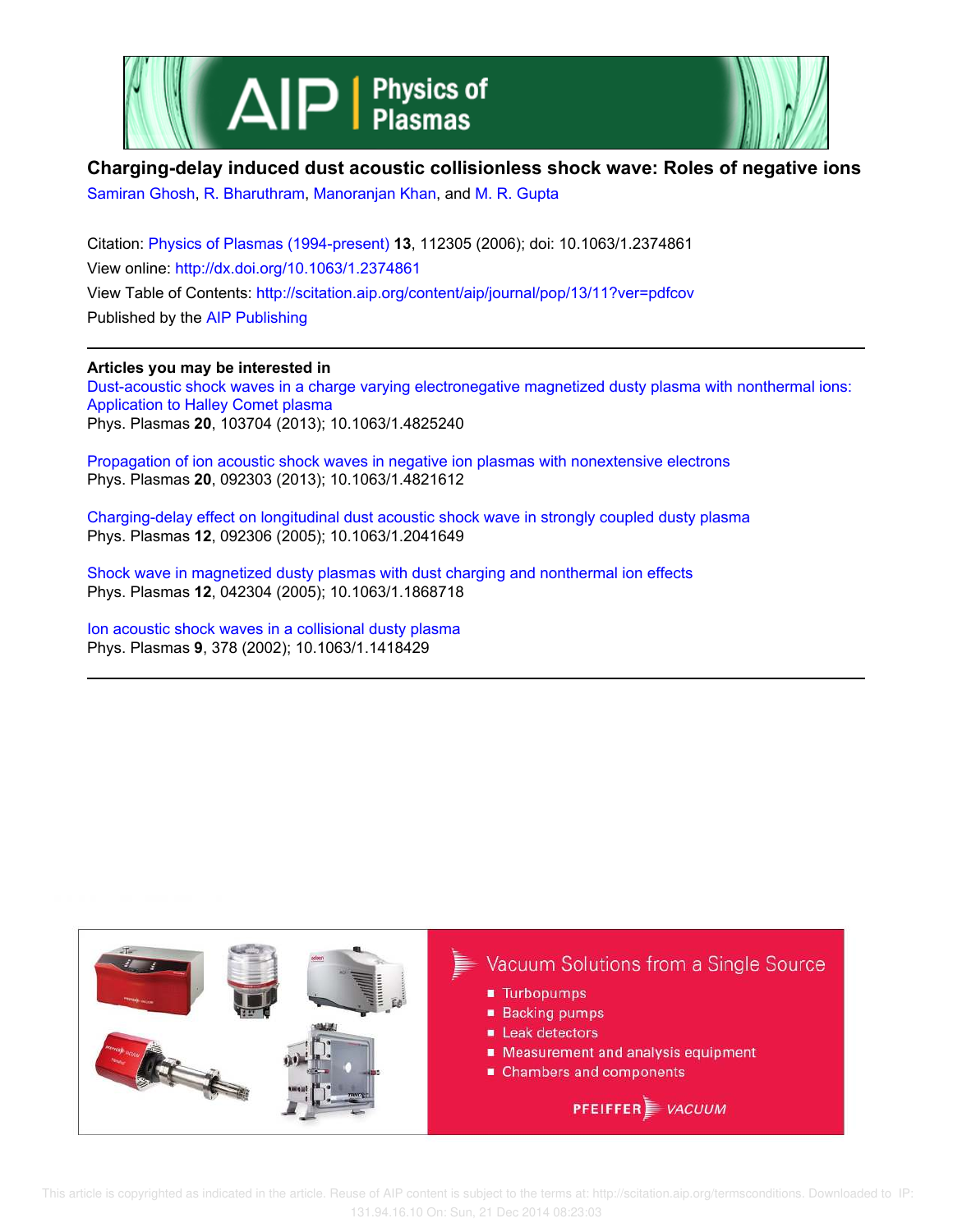# Charging-delay induced dust acoustic collisionless shock wave: Roles of negative ions

Samiran Ghosh, R. Bharuthram, Manoranjan Khan, and M. R. Gupta

Citation: Physics of Plasmas (1994-present) **13**, 112305 (2006); doi: 10.1063/1.2374861

View online: http://dx.doi.org/10.1063/1.2374861

View Table of Contents: http://scitation.aip.org/content/aip/journal/pop/13/11?ver=pdfcov

Published by the AIP Publishing

**Articles you may be interested in**

Dust-acoustic shock waves in a charge varying electronegative magnetized dusty plasma with nonthermal ions: Application to Halley Comet plasma

Phys. Plasmas **20**, 103704 (2013); 10.1063/1.4825240

Propagation of ion acoustic shock waves in negative ion plasmas with nonextensive electrons

Phys. Plasmas **20**, 092303 (2013); 10.1063/1.4821612

Charging-delay effect on longitudinal dust acoustic shock wave in strongly coupled dusty plasma

Phys. Plasmas **12**, 092306 (2005); 10.1063/1.2041649

Shock wave in magnetized dusty plasmas with dust charging and nonthermal ion effects

Phys. Plasmas **12**, 042304 (2005); 10.1063/1.1868718

Ion acoustic shock waves in a collisional dusty plasma

Phys. Plasmas **9**, 378 (2002); 10.1063/1.1418429

Vacuum Solutions from a Single Source

- Turbopumps
- Backing pumps
- Leak detectors
- Measurement and analysis equipment
- Chambers and components

PFEIFFER VACUUM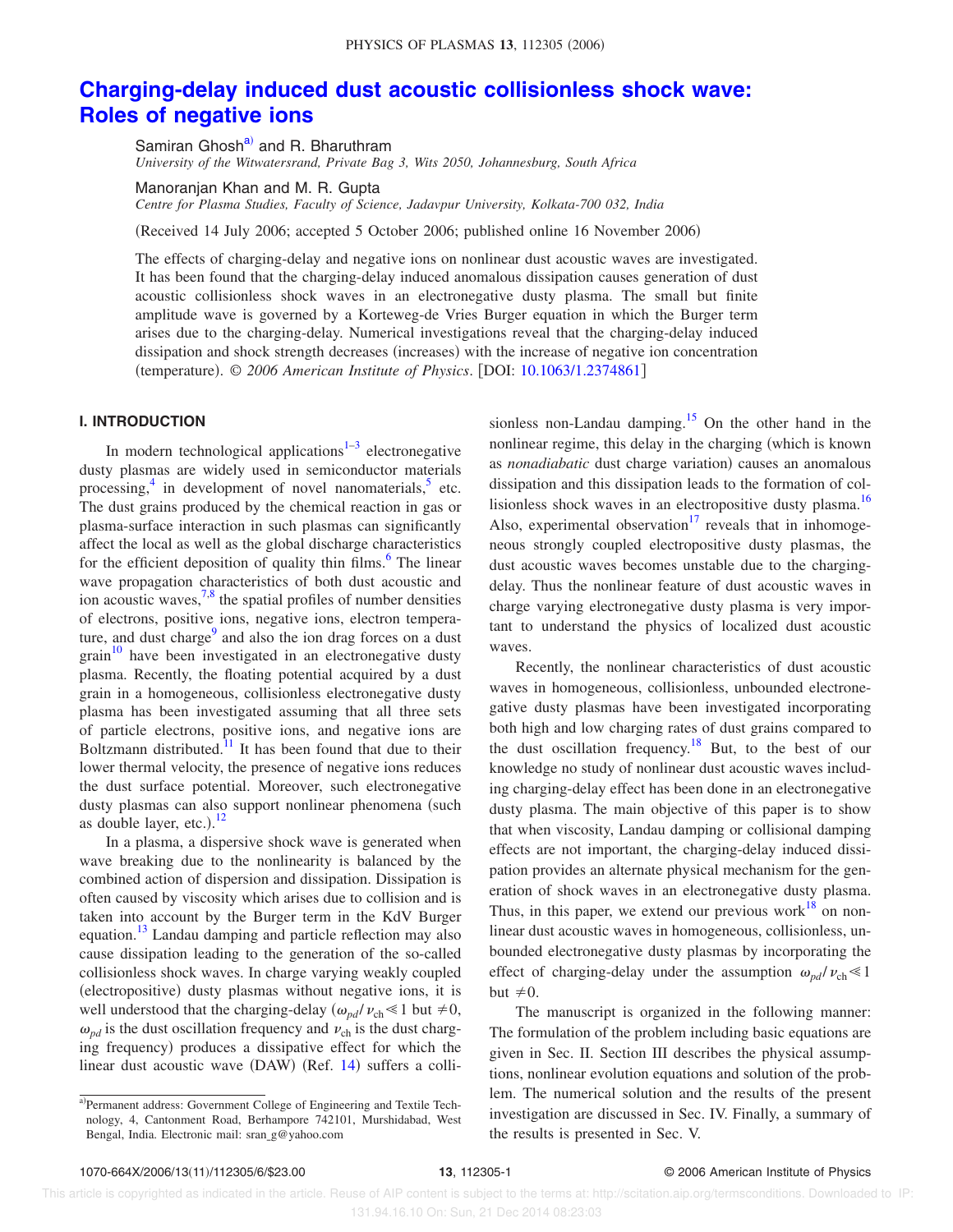# Charging-delay induced dust acoustic collisionless shock wave: Roles of negative ions

Samiran Ghosh[a)] and R. Bharuthram

*University of the Witwatersrand, Private Bag 3, Wits 2050, Johannesburg, South Africa*

Manoranjan Khan and M. R. Gupta

*Centre for Plasma Studies, Faculty of Science, Jadavpur University, Kolkata-700 032, India*

(Received 14 July 2006; accepted 5 October 2006; published online 16 November 2006)

The effects of charging-delay and negative ions on nonlinear dust acoustic waves are investigated. It has been found that the charging-delay induced anomalous dissipation causes generation of dust acoustic collisionless shock waves in an electronegative dusty plasma. The small but finite amplitude wave is governed by a Korteweg-de Vries Burger equation in which the Burger term arises due to the charging-delay. Numerical investigations reveal that the charging-delay induced dissipation and shock strength decreases (increases) with the increase of negative ion concentration (temperature). *© 2006 American Institute of Physics*. [DOI: 10.1063/1.2374861]

## I. INTRODUCTION

In modern technological applications[1–3] electronegative dusty plasmas are widely used in semiconductor materials processing,[4] in development of novel nanomaterials,[5] etc. The dust grains produced by the chemical reaction in gas or plasma-surface interaction in such plasmas can significantly affect the local as well as the global discharge characteristics for the efficient deposition of quality thin films.[6] The linear wave propagation characteristics of both dust acoustic and ion acoustic waves,[7,8] the spatial profiles of number densities of electrons, positive ions, negative ions, electron temperature, and dust charge[9] and also the ion drag forces on a dust grain[10] have been investigated in an electronegative dusty plasma. Recently, the floating potential acquired by a dust grain in a homogeneous, collisionless electronegative dusty plasma has been investigated assuming that all three sets of particle electrons, positive ions, and negative ions are Boltzmann distributed.[11] It has been found that due to their lower thermal velocity, the presence of negative ions reduces the dust surface potential. Moreover, such electronegative dusty plasmas can also support nonlinear phenomena (such as double layer, etc.).[12]

In a plasma, a dispersive shock wave is generated when wave breaking due to the nonlinearity is balanced by the combined action of dispersion and dissipation. Dissipation is often caused by viscosity which arises due to collision and is taken into account by the Burger term in the KdV Burger equation.[13] Landau damping and particle reflection may also cause dissipation leading to the generation of the so-called collisionless shock waves. In charge varying weakly coupled (electropositive) dusty plasmas without negative ions, it is well understood that the charging-delay ($\omega_{pd}/\nu_{ch} \ll 1$ but $\neq 0$, $\omega_{pd}$ is the dust oscillation frequency and $\nu_{ch}$ is the dust charging frequency) produces a dissipative effect for which the linear dust acoustic wave (DAW) (Ref. 14) suffers a collisionless non-Landau damping.[15] On the other hand in the nonlinear regime, this delay in the charging (which is known as *nonadiabatic* dust charge variation) causes an anomalous dissipation and this dissipation leads to the formation of collisionless shock waves in an electropositive dusty plasma.[16] Also, experimental observation[17] reveals that in inhomogeneous strongly coupled electropositive dusty plasmas, the dust acoustic waves becomes unstable due to the charging-delay. Thus the nonlinear feature of dust acoustic waves in charge varying electronegative dusty plasma is very important to understand the physics of localized dust acoustic waves.

Recently, the nonlinear characteristics of dust acoustic waves in homogeneous, collisionless, unbounded electronegative dusty plasmas have been investigated incorporating both high and low charging rates of dust grains compared to the dust oscillation frequency.[18] But, to the best of our knowledge no study of nonlinear dust acoustic waves including charging-delay effect has been done in an electronegative dusty plasma. The main objective of this paper is to show that when viscosity, Landau damping or collisional damping effects are not important, the charging-delay induced dissipation provides an alternate physical mechanism for the generation of shock waves in an electronegative dusty plasma. Thus, in this paper, we extend our previous work[18] on nonlinear dust acoustic waves in homogeneous, collisionless, unbounded electronegative dusty plasmas by incorporating the effect of charging-delay under the assumption $\omega_{pd}/\nu_{ch} \ll 1$ but $\neq 0$.

The manuscript is organized in the following manner: The formulation of the problem including basic equations are given in Sec. II. Section III describes the physical assumptions, nonlinear evolution equations and solution of the problem. The numerical solution and the results of the present investigation are discussed in Sec. IV. Finally, a summary of the results is presented in Sec. V.

[a)]Permanent address: Government College of Engineering and Textile Technology, 4, Cantonment Road, Berhampore 742101, Murshidabad, West Bengal, India. Electronic mail: sran_g@yahoo.com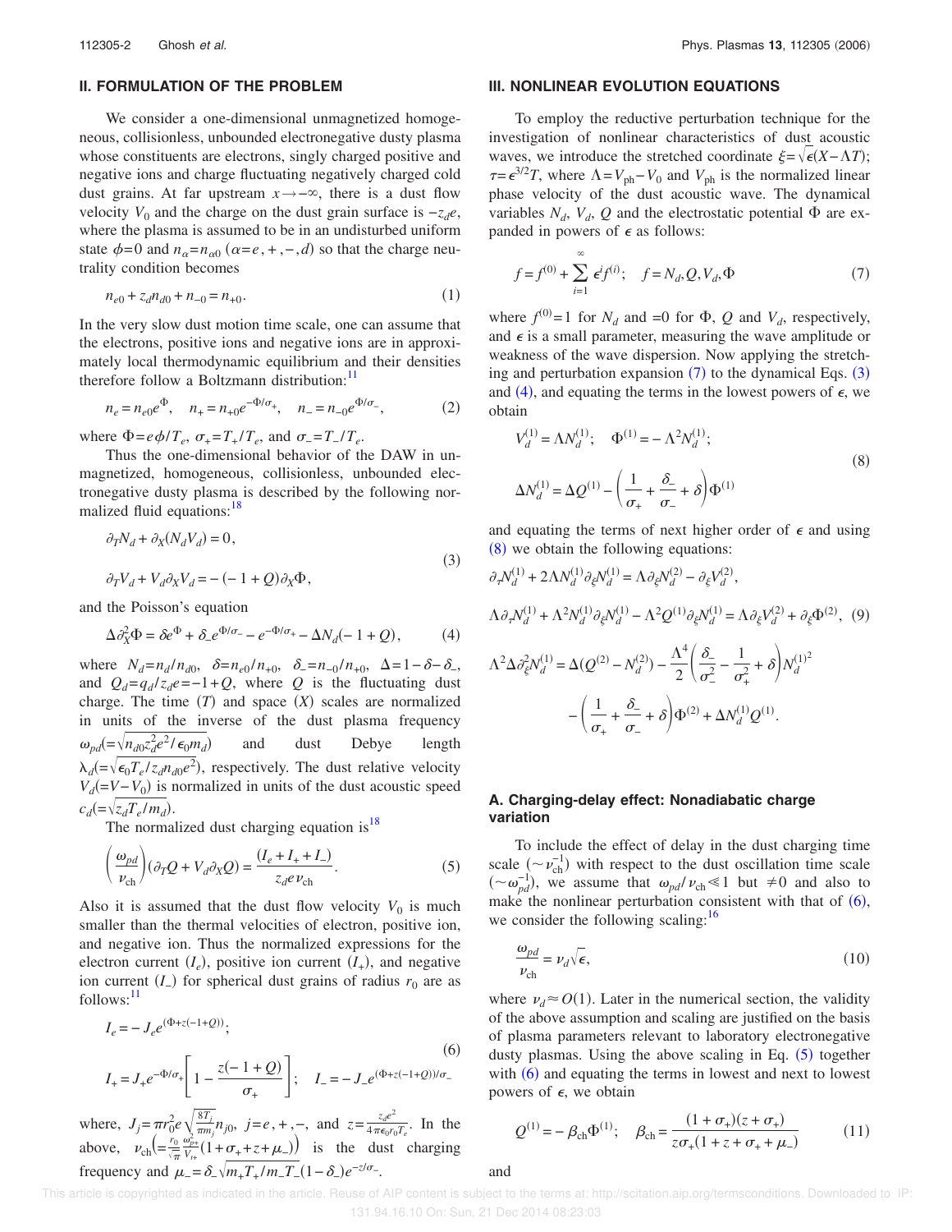## II. FORMULATION OF THE PROBLEM

We consider a one-dimensional unmagnetized homogeneous, collisionless, unbounded electronegative dusty plasma whose constituents are electrons, singly charged positive and negative ions and charge fluctuating negatively charged cold dust grains. At far upstream $x \to -\infty$, there is a dust flow velocity $V_0$ and the charge on the dust grain surface is $-z_d e$, where the plasma is assumed to be in an undisturbed uniform state $\phi = 0$ and $n_\alpha = n_{\alpha 0}$ ($\alpha = e, +, -, d$) so that the charge neutrality condition becomes

$$n_{e0} + z_d n_{d0} + n_{-0} = n_{+0}. \tag{1}$$

In the very slow dust motion time scale, one can assume that the electrons, positive ions and negative ions are in approximately local thermodynamic equilibrium and their densities therefore follow a Boltzmann distribution:[11]

$$n_e = n_{e0} e^{\Phi}, \quad n_+ = n_{+0} e^{-\Phi/\sigma_+}, \quad n_- = n_{-0} e^{\Phi/\sigma_-}, \tag{2}$$

where $\Phi = e\phi/T_e$, $\sigma_+ = T_+/T_e$, and $\sigma_- = T_-/T_e$.

Thus the one-dimensional behavior of the DAW in unmagnetized, homogeneous, collisionless, unbounded electronegative dusty plasma is described by the following normalized fluid equations:[18]

$$\begin{aligned}
&\partial_T N_d + \partial_X (N_d V_d) = 0, \\
&\partial_T V_d + V_d \partial_X V_d = -(-1 + Q)\partial_X \Phi,
\end{aligned} \tag{3}$$

and the Poisson's equation

$$\Delta \partial_X^2 \Phi = \delta e^{\Phi} + \delta_- e^{\Phi/\sigma_-} - e^{-\Phi/\sigma_+} - \Delta N_d(-1 + Q), \tag{4}$$

where $N_d = n_d/n_{d0}$, $\delta = n_{e0}/n_{+0}$, $\delta_- = n_{-0}/n_{+0}$, $\Delta = 1 - \delta - \delta_-$, and $Q_d = q_d/z_d e = -1 + Q$, where $Q$ is the fluctuating dust charge. The time ($T$) and space ($X$) scales are normalized in units of the inverse of the dust plasma frequency $\omega_{pd} (= \sqrt{n_{d0} z_d^2 e^2/\epsilon_0 m_d})$ and dust Debye length $\lambda_d (= \sqrt{\epsilon_0 T_e / z_d n_{d0} e^2})$, respectively. The dust relative velocity $V_d (= V - V_0)$ is normalized in units of the dust acoustic speed $c_d (= \sqrt{z_d T_e/m_d})$.

The normalized dust charging equation is[18]

$$\left(\frac{\omega_{pd}}{\nu_{\mathrm{ch}}}\right)(\partial_T Q + V_d \partial_X Q) = \frac{(I_e + I_+ + I_-)}{z_d e \nu_{\mathrm{ch}}}. \tag{5}$$

Also it is assumed that the dust flow velocity $V_0$ is much smaller than the thermal velocities of electron, positive ion, and negative ion. Thus the normalized expressions for the electron current ($I_e$), positive ion current ($I_+$), and negative ion current ($I_-$) for spherical dust grains of radius $r_0$ are as follows:[11]

$$\begin{aligned}
&I_e = -J_e e^{(\Phi + z(-1+Q))}; \\
&I_+ = J_+ e^{-\Phi/\sigma_+}\left[1 - \frac{z(-1+Q)}{\sigma_+}\right]; \quad I_- = -J_- e^{(\Phi + z(-1+Q))/\sigma_-}
\end{aligned} \tag{6}$$

where, $J_j = \pi r_0^2 e \sqrt{\frac{8T_j}{\pi m_j}} n_{j0}$, $j = e, +, -$, and $z = \frac{z_d e^2}{4\pi\epsilon_0 r_0 T_e}$. In the above, $\nu_{\mathrm{ch}} \left(= \frac{r_0}{\sqrt{\pi}} \frac{\omega_{p+}^2}{V_{t+}}(1 + \sigma_+ + z + \mu_-)\right)$ is the dust charging frequency and $\mu_- = \delta_- \sqrt{m_+ T_+/m_- T_-}(1 - \delta_-) e^{-z/\sigma_-}$.

## III. NONLINEAR EVOLUTION EQUATIONS

To employ the reductive perturbation technique for the investigation of nonlinear characteristics of dust acoustic waves, we introduce the stretched coordinate $\xi = \sqrt{\epsilon}(X - \Lambda T)$; $\tau = \epsilon^{3/2} T$, where $\Lambda = V_{\mathrm{ph}} - V_0$ and $V_{\mathrm{ph}}$ is the normalized linear phase velocity of the dust acoustic wave. The dynamical variables $N_d$, $V_d$, $Q$ and the electrostatic potential $\Phi$ are expanded in powers of $\epsilon$ as follows:

$$f = f^{(0)} + \sum_{i=1}^{\infty} \epsilon^i f^{(i)}; \quad f = N_d, Q, V_d, \Phi \tag{7}$$

where $f^{(0)} = 1$ for $N_d$ and $= 0$ for $\Phi$, $Q$ and $V_d$, respectively, and $\epsilon$ is a small parameter, measuring the wave amplitude or weakness of the wave dispersion. Now applying the stretching and perturbation expansion (7) to the dynamical Eqs. (3) and (4), and equating the terms in the lowest powers of $\epsilon$, we obtain

$$\begin{aligned}
&V_d^{(1)} = \Lambda N_d^{(1)}; \quad \Phi^{(1)} = -\Lambda^2 N_d^{(1)}; \\
&\Delta N_d^{(1)} = \Delta Q^{(1)} - \left(\frac{1}{\sigma_+} + \frac{\delta_-}{\sigma_-} + \delta\right)\Phi^{(1)}
\end{aligned} \tag{8}$$

and equating the terms of next higher order of $\epsilon$ and using (8) we obtain the following equations:

$$\begin{aligned}
&\partial_\tau N_d^{(1)} + 2\Lambda N_d^{(1)} \partial_\xi N_d^{(1)} = \Lambda \partial_\xi N_d^{(2)} - \partial_\xi V_d^{(2)}, \\
&\Lambda \partial_\tau N_d^{(1)} + \Lambda^2 N_d^{(1)} \partial_\xi N_d^{(1)} - \Lambda^2 Q^{(1)} \partial_\xi N_d^{(1)} = \Lambda \partial_\xi V_d^{(2)} + \partial_\xi \Phi^{(2)}, \\
&\Lambda^2 \Delta \partial_\xi^2 N_d^{(1)} = \Delta(Q^{(2)} - N_d^{(2)}) - \frac{\Lambda^4}{2}\left(\frac{\delta_-}{\sigma_-^2} - \frac{1}{\sigma_+^2} + \delta\right) N_d^{(1)^2} \\
&\qquad - \left(\frac{1}{\sigma_+} + \frac{\delta_-}{\sigma_-} + \delta\right)\Phi^{(2)} + \Delta N_d^{(1)} Q^{(1)}.
\end{aligned} \tag{9}$$

### A. Charging-delay effect: Nonadiabatic charge variation

To include the effect of delay in the dust charging time scale ($\sim \nu_{\mathrm{ch}}^{-1}$) with respect to the dust oscillation time scale ($\sim \omega_{pd}^{-1}$), we assume that $\omega_{pd}/\nu_{\mathrm{ch}} \ll 1$ but $\neq 0$ and also to make the nonlinear perturbation consistent with that of (6), we consider the following scaling:[16]

$$\frac{\omega_{pd}}{\nu_{\mathrm{ch}}} = \nu_d \sqrt{\epsilon}, \tag{10}$$

where $\nu_d \approx O(1)$. Later in the numerical section, the validity of the above assumption and scaling are justified on the basis of plasma parameters relevant to laboratory electronegative dusty plasmas. Using the above scaling in Eq. (5) together with (6) and equating the terms in lowest and next to lowest powers of $\epsilon$, we obtain

$$Q^{(1)} = -\beta_{\mathrm{ch}} \Phi^{(1)}; \quad \beta_{\mathrm{ch}} = \frac{(1 + \sigma_+)(z + \sigma_+)}{z\sigma_+(1 + z + \sigma_+ + \mu_-)} \tag{11}$$

and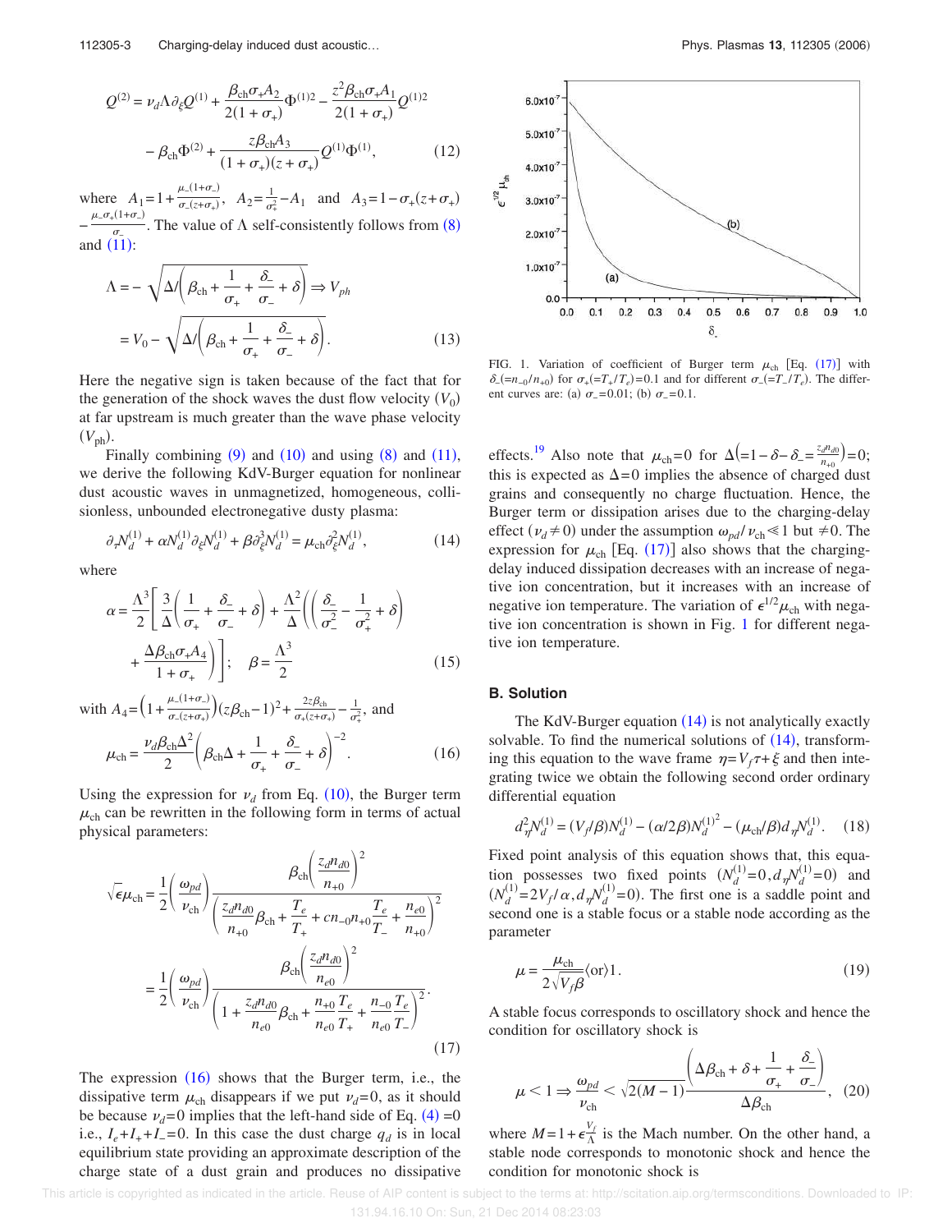$$Q^{(2)} = \nu_d \Lambda \partial_\xi Q^{(1)} + \frac{\beta_{ch}\sigma_+ A_2}{2(1+\sigma_+)}\Phi^{(1)2} - \frac{z^2\beta_{ch}\sigma_+ A_1}{2(1+\sigma_+)}Q^{(1)2}$$
$$- \beta_{ch}\Phi^{(2)} + \frac{z\beta_{ch}A_3}{(1+\sigma_+)(z+\sigma_+)}Q^{(1)}\Phi^{(1)}, \tag{12}$$

where $A_1 = 1 + \frac{\mu_-(1+\sigma_-)}{\sigma_-(z+\sigma_+)}$, $A_2 = \frac{1}{\sigma_+^2} - A_1$ and $A_3 = 1 - \sigma_+(z+\sigma_+) - \frac{\mu_-\sigma_+(1+\sigma_-)}{\sigma_-}$. The value of $\Lambda$ self-consistently follows from (8) and (11):

$$\Lambda = -\sqrt{\Delta/\left(\beta_{ch} + \frac{1}{\sigma_+} + \frac{\delta_-}{\sigma_-} + \delta\right)} \Rightarrow V_{ph}$$
$$= V_0 - \sqrt{\Delta/\left(\beta_{ch} + \frac{1}{\sigma_+} + \frac{\delta_-}{\sigma_-} + \delta\right)}. \tag{13}$$

Here the negative sign is taken because of the fact that for the generation of the shock waves the dust flow velocity ($V_0$) at far upstream is much greater than the wave phase velocity ($V_{ph}$).

Finally combining (9) and (10) and using (8) and (11), we derive the following KdV-Burger equation for nonlinear dust acoustic waves in unmagnetized, homogeneous, collisionless, unbounded electronegative dusty plasma:

$$\partial_\tau N_d^{(1)} + \alpha N_d^{(1)}\partial_\xi N_d^{(1)} + \beta \partial_\xi^3 N_d^{(1)} = \mu_{ch}\partial_\xi^2 N_d^{(1)}, \tag{14}$$

where

$$\alpha = \frac{\Lambda^3}{2}\left[\frac{3}{\Delta}\left(\frac{1}{\sigma_+} + \frac{\delta_-}{\sigma_-} + \delta\right) + \frac{\Lambda^2}{\Delta}\left(\left(\frac{\delta_-}{\sigma_-^2} - \frac{1}{\sigma_+^2} + \delta\right)\right.\right.$$
$$\left.\left. + \frac{\Delta\beta_{ch}\sigma_+ A_4}{1+\sigma_+}\right)\right]; \quad \beta = \frac{\Lambda^3}{2} \tag{15}$$

with $A_4 = \left(1 + \frac{\mu_-(1+\sigma_-)}{\sigma_-(z+\sigma_+)}\right)(z\beta_{ch}-1)^2 + \frac{2z\beta_{ch}}{\sigma_+(z+\sigma_+)} - \frac{1}{\sigma_+^2}$, and

$$\mu_{ch} = \frac{\nu_d \beta_{ch}\Delta^2}{2}\left(\beta_{ch}\Delta + \frac{1}{\sigma_+} + \frac{\delta_-}{\sigma_-} + \delta\right)^{-2}. \tag{16}$$

Using the expression for $\nu_d$ from Eq. (10), the Burger term $\mu_{ch}$ can be rewritten in the following form in terms of actual physical parameters:

$$\sqrt{\epsilon}\mu_{ch} = \frac{1}{2}\left(\frac{\omega_{pd}}{\nu_{ch}}\right)\frac{\beta_{ch}\left(\frac{z_d n_{d0}}{n_{+0}}\right)^2}{\left(\frac{z_d n_{d0}}{n_{+0}}\beta_{ch} + \frac{T_e}{T_+} + c n_{-0} n_{+0}\frac{T_e}{T_-} + \frac{n_{e0}}{n_{+0}}\right)^2}$$
$$= \frac{1}{2}\left(\frac{\omega_{pd}}{\nu_{ch}}\right)\frac{\beta_{ch}\left(\frac{z_d n_{d0}}{n_{e0}}\right)^2}{\left(1 + \frac{z_d n_{d0}}{n_{e0}}\beta_{ch} + \frac{n_{+0}}{n_{e0}}\frac{T_e}{T_+} + \frac{n_{-0}}{n_{e0}}\frac{T_e}{T_-}\right)^2}. \tag{17}$$

The expression (16) shows that the Burger term, i.e., the dissipative term $\mu_{ch}$ disappears if we put $\nu_d = 0$, as it should be because $\nu_d = 0$ implies that the left-hand side of Eq. (4) $= 0$ i.e., $I_e + I_+ + I_- = 0$. In this case the dust charge $q_d$ is in local equilibrium state providing an approximate description of the charge state of a dust grain and produces no dissipative

6.0x10^-7
5.0x10^-7
4.0x10^-7
3.0x10^-7
2.0x10^-7
1.0x10^-7
0.0
$\epsilon^{1/2}\mu_{ch}$
0.0 0.1 0.2 0.3 0.4 0.5 0.6 0.7 0.8 0.9 1.0
$\delta_-$
(a)
(b)

FIG. 1. Variation of coefficient of Burger term $\mu_{ch}$ [Eq. (17)] with $\delta_-(=n_{-0}/n_{+0})$ for $\sigma_+(=T_+/T_e) = 0.1$ and for different $\sigma_-(=T_-/T_e)$. The different curves are: (a) $\sigma_- = 0.01$; (b) $\sigma_- = 0.1$.

effects.[19] Also note that $\mu_{ch} = 0$ for $\Delta\left(= 1 - \delta - \delta_- = \frac{z_d n_{d0}}{n_{+0}}\right) = 0$; this is expected as $\Delta = 0$ implies the absence of charged dust grains and consequently no charge fluctuation. Hence, the Burger term or dissipation arises due to the charging-delay effect ($\nu_d \neq 0$) under the assumption $\omega_{pd}/\nu_{ch} \ll 1$ but $\neq 0$. The expression for $\mu_{ch}$ [Eq. (17)] also shows that the charging-delay induced dissipation decreases with an increase of negative ion concentration, but it increases with an increase of negative ion temperature. The variation of $\epsilon^{1/2}\mu_{ch}$ with negative ion concentration is shown in Fig. 1 for different negative ion temperature.

### B. Solution

The KdV-Burger equation (14) is not analytically exactly solvable. To find the numerical solutions of (14), transforming this equation to the wave frame $\eta = V_f\tau + \xi$ and then integrating twice we obtain the following second order ordinary differential equation

$$d_\eta^2 N_d^{(1)} = (V_f/\beta)N_d^{(1)} - (\alpha/2\beta)N_d^{(1)2} - (\mu_{ch}/\beta)d_\eta N_d^{(1)}. \tag{18}$$

Fixed point analysis of this equation shows that, this equation possesses two fixed points ($N_d^{(1)} = 0, d_\eta N_d^{(1)} = 0$) and ($N_d^{(1)} = 2V_f/\alpha, d_\eta N_d^{(1)} = 0$). The first one is a saddle point and second one is a stable focus or a stable node according as the parameter

$$\mu = \frac{\mu_{ch}}{2\sqrt{V_f\beta}}\langle\text{or}\rangle 1. \tag{19}$$

A stable focus corresponds to oscillatory shock and hence the condition for oscillatory shock is

$$\mu < 1 \Rightarrow \frac{\omega_{pd}}{\nu_{ch}} < \sqrt{2(M-1)}\frac{\left(\Delta\beta_{ch} + \delta + \frac{1}{\sigma_+} + \frac{\delta_-}{\sigma_-}\right)}{\Delta\beta_{ch}}, \tag{20}$$

where $M = 1 + \epsilon\frac{V_f}{\Lambda}$ is the Mach number. On the other hand, a stable node corresponds to monotonic shock and hence the condition for monotonic shock is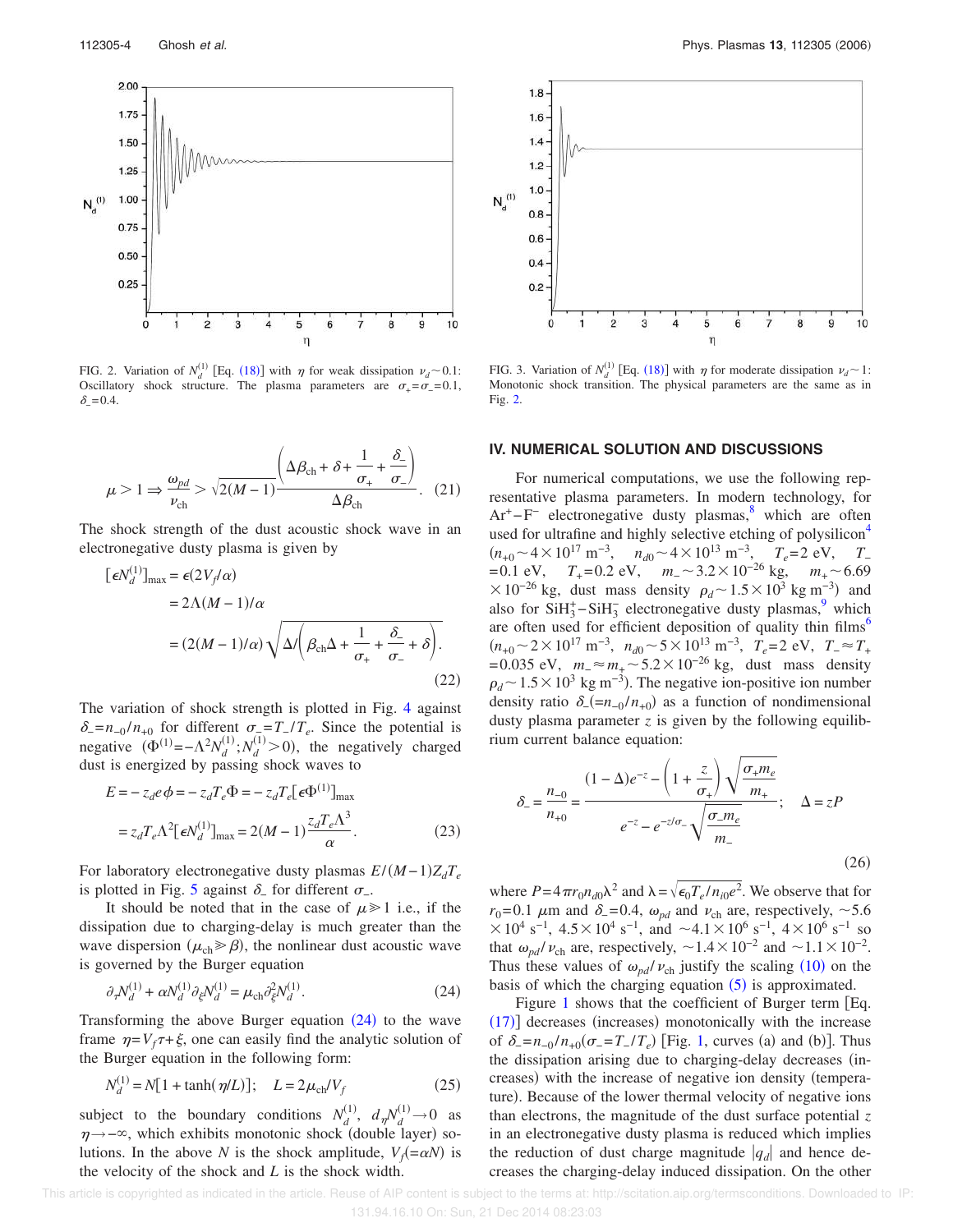$N_d^{(1)}$

2.00
1.75
1.50
1.25
1.00
0.75
0.50
0.25

0 1 2 3 4 5 6 7 8 9 10

$\eta$

FIG. 2. Variation of $N_d^{(1)}$ [Eq. (18)] with $\eta$ for weak dissipation $\nu_d \sim 0.1$: Oscillatory shock structure. The plasma parameters are $\sigma_+ = \sigma_- = 0.1$, $\delta_- = 0.4$.

$N_d^{(1)}$

1.8
1.6
1.4
1.2
1.0
0.8
0.6
0.4
0.2

0 1 2 3 4 5 6 7 8 9 10

$\eta$

FIG. 3. Variation of $N_d^{(1)}$ [Eq. (18)] with $\eta$ for moderate dissipation $\nu_d \sim 1$: Monotonic shock transition. The physical parameters are the same as in Fig. 2.

$$\mu > 1 \Rightarrow \frac{\omega_{pd}}{\nu_{\text{ch}}} > \sqrt{2(M-1)}\frac{\left(\Delta\beta_{\text{ch}} + \delta + \dfrac{1}{\sigma_+} + \dfrac{\delta_-}{\sigma_-}\right)}{\Delta\beta_{\text{ch}}}. \quad (21)$$

The shock strength of the dust acoustic shock wave in an electronegative dusty plasma is given by

$$\begin{aligned}[\epsilon N_d^{(1)}]_{\max} &= \epsilon(2V_f/\alpha) \\ &= 2\Lambda(M-1)/\alpha \\ &= (2(M-1)/\alpha)\sqrt{\Delta\Big/\left(\beta_{\text{ch}}\Delta + \frac{1}{\sigma_+} + \frac{\delta_-}{\sigma_-} + \delta\right)}.\end{aligned} \quad (22)$$

The variation of shock strength is plotted in Fig. 4 against $\delta_- = n_{-0}/n_{+0}$ for different $\sigma_- = T_-/T_e$. Since the potential is negative $(\Phi^{(1)} = -\Lambda^2 N_d^{(1)}; N_d^{(1)} > 0)$, the negatively charged dust is energized by passing shock waves to

$$\begin{aligned}E &= -z_d e\phi = -z_d T_e \Phi = -z_d T_e [\epsilon\Phi^{(1)}]_{\max} \\ &= z_d T_e \Lambda^2 [\epsilon N_d^{(1)}]_{\max} = 2(M-1)\frac{z_d T_e \Lambda^3}{\alpha}.\end{aligned} \quad (23)$$

For laboratory electronegative dusty plasmas $E/(M-1)Z_d T_e$ is plotted in Fig. 5 against $\delta_-$ for different $\sigma_-$.

It should be noted that in the case of $\mu \gg 1$ i.e., if the dissipation due to charging-delay is much greater than the wave dispersion $(\mu_{\text{ch}} \gg \beta)$, the nonlinear dust acoustic wave is governed by the Burger equation

$$\partial_\tau N_d^{(1)} + \alpha N_d^{(1)} \partial_\xi N_d^{(1)} = \mu_{\text{ch}} \partial_\xi^2 N_d^{(1)}. \quad (24)$$

Transforming the above Burger equation (24) to the wave frame $\eta = V_f \tau + \xi$, one can easily find the analytic solution of the Burger equation in the following form:

$$N_d^{(1)} = N[1 + \tanh(\eta/L)]; \quad L = 2\mu_{\text{ch}}/V_f \quad (25)$$

subject to the boundary conditions $N_d^{(1)}$, $d_\eta N_d^{(1)} \to 0$ as $\eta \to -\infty$, which exhibits monotonic shock (double layer) solutions. In the above $N$ is the shock amplitude, $V_f (= \alpha N)$ is the velocity of the shock and $L$ is the shock width.

## IV. NUMERICAL SOLUTION AND DISCUSSIONS

For numerical computations, we use the following representative plasma parameters. In modern technology, for $Ar^+ - F^-$ electronegative dusty plasmas,[8] which are often used for ultrafine and highly selective etching of polysilicon[4] ($n_{+0} \sim 4 \times 10^{17}\ \text{m}^{-3}$, $n_{d0} \sim 4 \times 10^{13}\ \text{m}^{-3}$, $T_e = 2$ eV, $T_- = 0.1$ eV, $T_+ = 0.2$ eV, $m_- \sim 3.2 \times 10^{-26}$ kg, $m_+ \sim 6.69 \times 10^{-26}$ kg, dust mass density $\rho_d \sim 1.5 \times 10^3\ \text{kg m}^{-3}$) and also for $SiH_3^+ - SiH_3^-$ electronegative dusty plasmas,[9] which are often used for efficient deposition of quality thin films[6] ($n_{+0} \sim 2 \times 10^{17}\ \text{m}^{-3}$, $n_{d0} \sim 5 \times 10^{13}\ \text{m}^{-3}$, $T_e = 2$ eV, $T_- \approx T_+ = 0.035$ eV, $m_- \approx m_+ \sim 5.2 \times 10^{-26}$ kg, dust mass density $\rho_d \sim 1.5 \times 10^3\ \text{kg m}^{-3}$). The negative ion-positive ion number density ratio $\delta_- (= n_{-0}/n_{+0})$ as a function of nondimensional dusty plasma parameter $z$ is given by the following equilibrium current balance equation:

$$\delta_- = \frac{n_{-0}}{n_{+0}} = \frac{(1-\Delta)e^{-z} - \left(1 + \dfrac{z}{\sigma_+}\right)\sqrt{\dfrac{\sigma_+ m_e}{m_+}}}{e^{-z} - e^{-z/\sigma_-}\sqrt{\dfrac{\sigma_- m_e}{m_-}}}; \quad \Delta = zP \quad (26)$$

where $P = 4\pi r_0 n_{d0} \lambda^2$ and $\lambda = \sqrt{\epsilon_0 T_e / n_{i0} e^2}$. We observe that for $r_0 = 0.1\ \mu$m and $\delta_- = 0.4$, $\omega_{pd}$ and $\nu_{\text{ch}}$ are, respectively, $\sim 5.6 \times 10^4\ \text{s}^{-1}$, $4.5 \times 10^4\ \text{s}^{-1}$, and $\sim 4.1 \times 10^6\ \text{s}^{-1}$, $4 \times 10^6\ \text{s}^{-1}$ so that $\omega_{pd}/\nu_{\text{ch}}$ are, respectively, $\sim 1.4 \times 10^{-2}$ and $\sim 1.1 \times 10^{-2}$. Thus these values of $\omega_{pd}/\nu_{\text{ch}}$ justify the scaling (10) on the basis of which the charging equation (5) is approximated.

Figure 1 shows that the coefficient of Burger term [Eq. (17)] decreases (increases) monotonically with the increase of $\delta_- = n_{-0}/n_{+0} (\sigma_- = T_-/T_e)$ [Fig. 1, curves (a) and (b)]. Thus the dissipation arising due to charging-delay decreases (increases) with the increase of negative ion density (temperature). Because of the lower thermal velocity of negative ions than electrons, the magnitude of the dust surface potential $z$ in an electronegative dusty plasma is reduced which implies the reduction of dust charge magnitude $|q_d|$ and hence decreases the charging-delay induced dissipation. On the other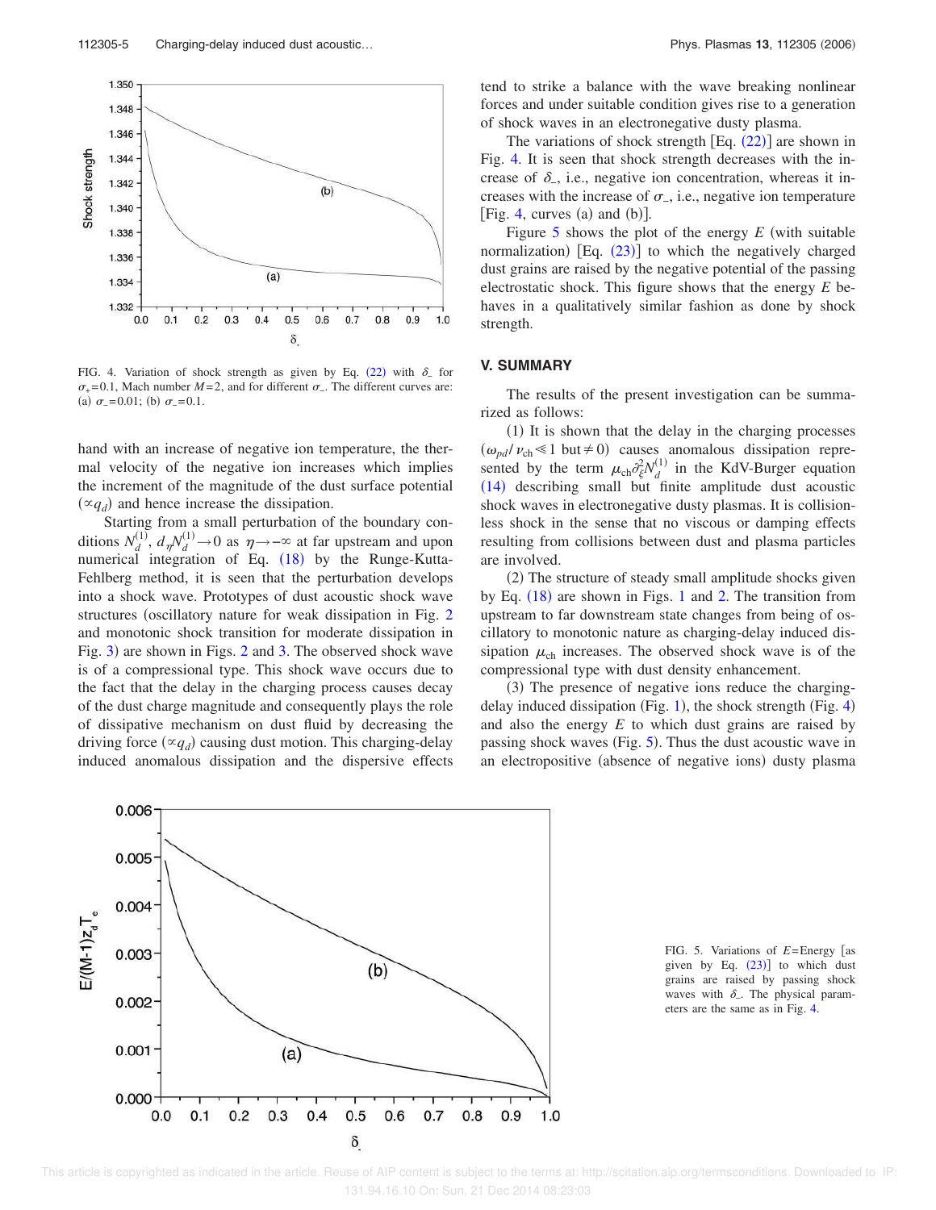Shock strength

1.350

1.348

1.346

1.344

1.342

1.340

1.338

1.336

1.334

1.332

(b)

(a)

0.0 0.1 0.2 0.3 0.4 0.5 0.6 0.7 0.8 0.9 1.0

$\delta_-$

FIG. 4. Variation of shock strength as given by Eq. (22) with $\delta_-$ for $\sigma_+=0.1$, Mach number $M=2$, and for different $\sigma_-$. The different curves are: (a) $\sigma_-=0.01$; (b) $\sigma_-=0.1$.

hand with an increase of negative ion temperature, the thermal velocity of the negative ion increases which implies the increment of the magnitude of the dust surface potential ($\propto q_d$) and hence increase the dissipation.

Starting from a small perturbation of the boundary conditions $N_d^{(1)}$, $d_\eta N_d^{(1)} \rightarrow 0$ as $\eta \rightarrow -\infty$ at far upstream and upon numerical integration of Eq. (18) by the Runge-Kutta-Fehlberg method, it is seen that the perturbation develops into a shock wave. Prototypes of dust acoustic shock wave structures (oscillatory nature for weak dissipation in Fig. 2 and monotonic shock transition for moderate dissipation in Fig. 3) are shown in Figs. 2 and 3. The observed shock wave is of a compressional type. This shock wave occurs due to the fact that the delay in the charging process causes decay of the dust charge magnitude and consequently plays the role of dissipative mechanism on dust fluid by decreasing the driving force ($\propto q_d$) causing dust motion. This charging-delay induced anomalous dissipation and the dispersive effects tend to strike a balance with the wave breaking nonlinear forces and under suitable condition gives rise to a generation of shock waves in an electronegative dusty plasma.

The variations of shock strength [Eq. (22)] are shown in Fig. 4. It is seen that shock strength decreases with the increase of $\delta_-$, i.e., negative ion concentration, whereas it increases with the increase of $\sigma_-$, i.e., negative ion temperature [Fig. 4, curves (a) and (b)].

Figure 5 shows the plot of the energy $E$ (with suitable normalization) [Eq. (23)] to which the negatively charged dust grains are raised by the negative potential of the passing electrostatic shock. This figure shows that the energy $E$ behaves in a qualitatively similar fashion as done by shock strength.

## V. SUMMARY

The results of the present investigation can be summarized as follows:

(1) It is shown that the delay in the charging processes ($\omega_{pd}/\nu_{ch} \ll 1$ but $\neq 0$) causes anomalous dissipation represented by the term $\mu_{ch}\partial_\xi^2 N_d^{(1)}$ in the KdV-Burger equation (14) describing small but finite amplitude dust acoustic shock waves in electronegative dusty plasmas. It is collisionless shock in the sense that no viscous or damping effects resulting from collisions between dust and plasma particles are involved.

(2) The structure of steady small amplitude shocks given by Eq. (18) are shown in Figs. 1 and 2. The transition from upstream to far downstream state changes from being of oscillatory to monotonic nature as charging-delay induced dissipation $\mu_{ch}$ increases. The observed shock wave is of the compressional type with dust density enhancement.

(3) The presence of negative ions reduce the charging-delay induced dissipation (Fig. 1), the shock strength (Fig. 4) and also the energy $E$ to which dust grains are raised by passing shock waves (Fig. 5). Thus the dust acoustic wave in an electropositive (absence of negative ions) dusty plasma

$E/(M-1)z_dT_e$

0.006

0.005

0.004

0.003

0.002

0.001

0.000

(b)

(a)

0.0 0.1 0.2 0.3 0.4 0.5 0.6 0.7 0.8 0.9 1.0

$\delta_-$

FIG. 5. Variations of $E$=Energy [as given by Eq. (23)] to which dust grains are raised by passing shock waves with $\delta_-$. The physical parameters are the same as in Fig. 4.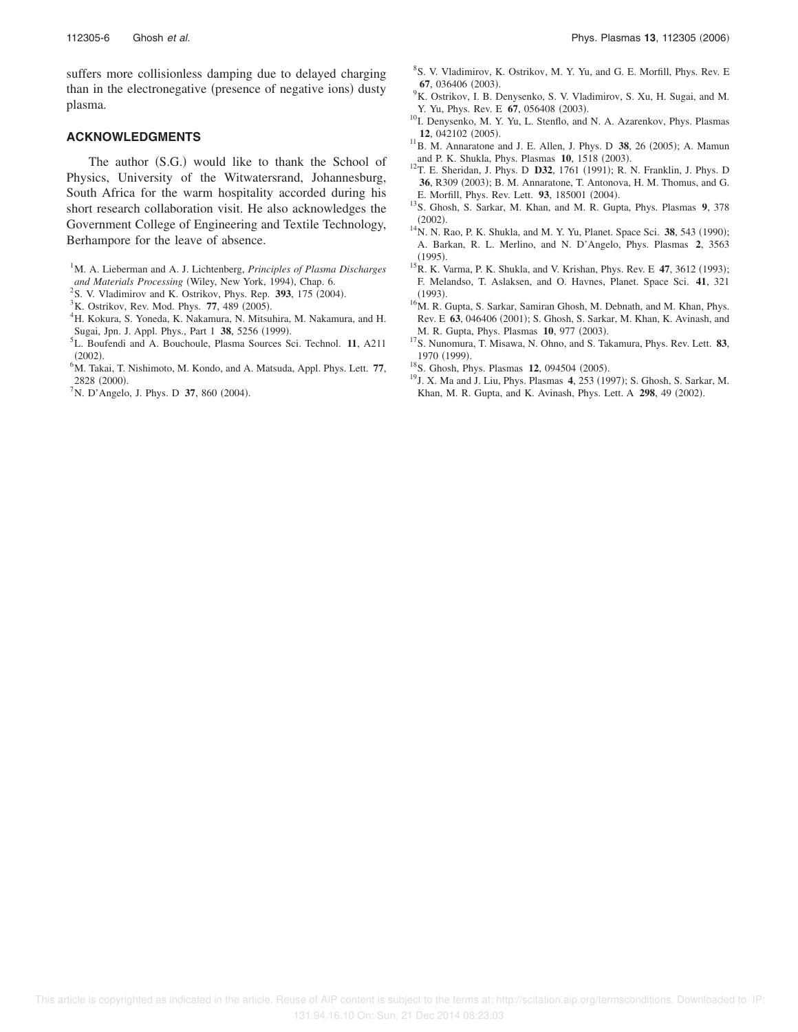suffers more collisionless damping due to delayed charging than in the electronegative (presence of negative ions) dusty plasma.

## ACKNOWLEDGMENTS

The author (S.G.) would like to thank the School of Physics, University of the Witwatersrand, Johannesburg, South Africa for the warm hospitality accorded during his short research collaboration visit. He also acknowledges the Government College of Engineering and Textile Technology, Berhampore for the leave of absence.

[1] M. A. Lieberman and A. J. Lichtenberg, *Principles of Plasma Discharges and Materials Processing* (Wiley, New York, 1994), Chap. 6.

[2] S. V. Vladimirov and K. Ostrikov, Phys. Rep. **393**, 175 (2004).

[3] K. Ostrikov, Rev. Mod. Phys. **77**, 489 (2005).

[4] H. Kokura, S. Yoneda, K. Nakamura, N. Mitsuhira, M. Nakamura, and H. Sugai, Jpn. J. Appl. Phys., Part 1 **38**, 5256 (1999).

[5] L. Boufendi and A. Bouchoule, Plasma Sources Sci. Technol. **11**, A211 (2002).

[6] M. Takai, T. Nishimoto, M. Kondo, and A. Matsuda, Appl. Phys. Lett. **77**, 2828 (2000).

[7] N. D'Angelo, J. Phys. D **37**, 860 (2004).

[8] S. V. Vladimirov, K. Ostrikov, M. Y. Yu, and G. E. Morfill, Phys. Rev. E **67**, 036406 (2003).

[9] K. Ostrikov, I. B. Denysenko, S. V. Vladimirov, S. Xu, H. Sugai, and M. Y. Yu, Phys. Rev. E **67**, 056408 (2003).

[10] I. Denysenko, M. Y. Yu, L. Stenflo, and N. A. Azarenkov, Phys. Plasmas **12**, 042102 (2005).

[11] B. M. Annaratone and J. E. Allen, J. Phys. D **38**, 26 (2005); A. Mamun and P. K. Shukla, Phys. Plasmas **10**, 1518 (2003).

[12] T. E. Sheridan, J. Phys. D **D32**, 1761 (1991); R. N. Franklin, J. Phys. D **36**, R309 (2003); B. M. Annaratone, T. Antonova, H. M. Thomus, and G. E. Morfill, Phys. Rev. Lett. **93**, 185001 (2004).

[13] S. Ghosh, S. Sarkar, M. Khan, and M. R. Gupta, Phys. Plasmas **9**, 378 (2002).

[14] N. N. Rao, P. K. Shukla, and M. Y. Yu, Planet. Space Sci. **38**, 543 (1990); A. Barkan, R. L. Merlino, and N. D'Angelo, Phys. Plasmas **2**, 3563 (1995).

[15] R. K. Varma, P. K. Shukla, and V. Krishan, Phys. Rev. E **47**, 3612 (1993); F. Melandso, T. Aslaksen, and O. Havnes, Planet. Space Sci. **41**, 321 (1993).

[16] M. R. Gupta, S. Sarkar, Samiran Ghosh, M. Debnath, and M. Khan, Phys. Rev. E **63**, 046406 (2001); S. Ghosh, S. Sarkar, M. Khan, K. Avinash, and M. R. Gupta, Phys. Plasmas **10**, 977 (2003).

[17] S. Nunomura, T. Misawa, N. Ohno, and S. Takamura, Phys. Rev. Lett. **83**, 1970 (1999).

[18] S. Ghosh, Phys. Plasmas **12**, 094504 (2005).

[19] J. X. Ma and J. Liu, Phys. Plasmas **4**, 253 (1997); S. Ghosh, S. Sarkar, M. Khan, M. R. Gupta, and K. Avinash, Phys. Lett. A **298**, 49 (2002).